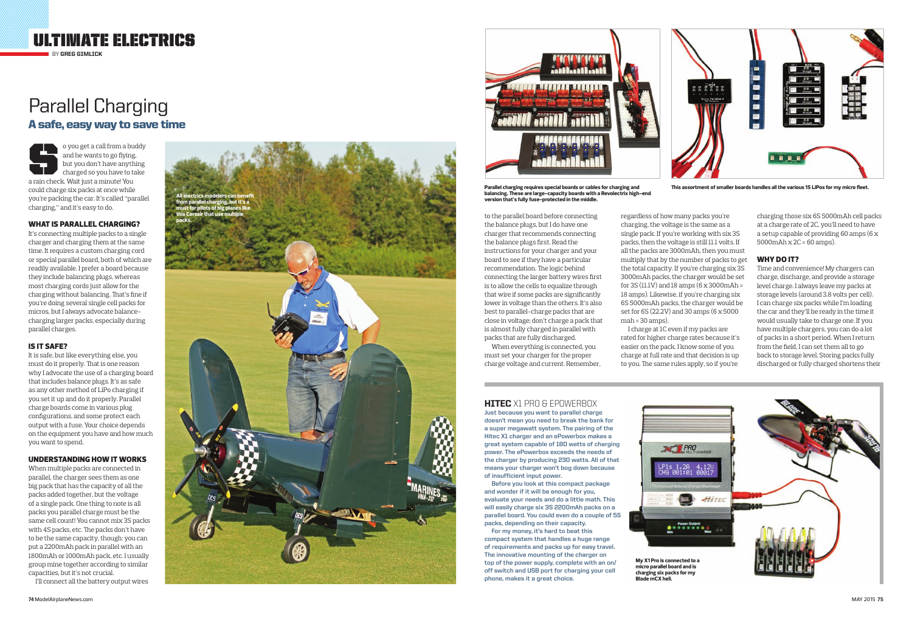ULTIMATE ELECTRICS

BY GREG GIMLICK

# Parallel Charging

## A safe, easy way to save time

So you get a call from a buddy and he wants to go flying, but you don't have anything charged so you have to take a rain check. Wait just a minute! You could charge six packs at once while you're packing the car. It's called "parallel charging," and it's easy to do.

All electrics modelers can benefit from parallel charging, but it's a must for pilots of big planes like this Corsair that use multiple packs.

### WHAT IS PARALLEL CHARGING?

It's connecting multiple packs to a single charger and charging them at the same time. It requires a custom charging cord or special parallel board, both of which are readily available. I prefer a board because they include balancing plugs, whereas most charging cords just allow for the charging without balancing. That's fine if you're doing several single cell packs for micros, but I always advocate balance-charging larger packs, especially during parallel charges.

### IS IT SAFE?

It is safe, but like everything else, you must do it properly. That is one reason why I advocate the use of a charging board that includes balance plugs. It's as safe as any other method of LiPo charging if you set it up and do it properly. Parallel charge boards come in various plug configurations, and some protect each output with a fuse. Your choice depends on the equipment you have and how much you want to spend.

### UNDERSTANDING HOW IT WORKS

When multiple packs are connected in parallel, the charger sees them as one big pack that has the capacity of all the packs added together, but the voltage of a single pack. One thing to note is all packs you parallel charge must be the same cell count! You cannot mix 3S packs with 4S packs, etc. The packs don't have to be the same capacity, though; you can put a 2200mAh pack in parallel with an 1800mAh or 1000mAh pack, etc. I usually group mine together according to similar capacities, but it's not crucial.

I'll connect all the battery output wires to the parallel board before connecting the balance plugs, but I do have one charger that recommends connecting the balance plugs first. Read the instructions for your charger and your board to see if they have a particular recommendation. The logic behind connecting the larger battery wires first is to allow the cells to equalize through that wire if some packs are significantly lower in voltage than the others. It's also best to parallel-charge packs that are close in voltage; don't charge a pack that is almost fully charged in parallel with packs that are fully discharged.

When everything is connected, you must set your charger for the proper charge voltage and current. Remember, regardless of how many packs you're charging, the voltage is the same as a single pack. If you're working with six 3S packs, then the voltage is still 11.1 volts. If all the packs are 3000mAh, then you must multiply that by the number of packs to get the total capacity. If you're charging six 3S 3000mAh packs, the charger would be set for 3S (11.1V) and 18 amps (6 x 3000mAh = 18 amps). Likewise, if you're charging six 6S 5000mAh packs, the charger would be set for 6S (22.2V) and 30 amps (6 x 5000 mah = 30 amps).

I charge at 1C even if my packs are rated for higher charge rates because it's easier on the pack. I know some of you charge at full rate and that decision is up to you. The same rules apply, so if you're charging those six 6S 5000mAh cell packs at a charge rate of 2C, you'll need to have a setup capable of providing 60 amps (6 x 5000mAh x 2C = 60 amps).

### WHY DO IT?

Time and convenience! My chargers can charge, discharge, and provide a storage level charge. I always leave my packs at storage levels (around 3.8 volts per cell). I can charge six packs while I'm loading the car and they'll be ready in the time it would usually take to charge one. If you have multiple chargers, you can do a lot of packs in a short period. When I return from the field, I can set them all to go back to storage level. Storing packs fully discharged or fully charged shortens their

Parallel charging requires special boards or cables for charging and balancing. These are large-capacity boards with a Revolectrix high-end version that's fully fuse-protected in the middle.

This assortment of smaller boards handles all the various 1S LiPos for my micro fleet.

### HITEC X1 PRO & EPOWERBOX

**Just because you want to parallel charge doesn't mean you need to break the bank for a super megawatt system. The pairing of the Hitec X1 charger and an ePowerbox makes a great system capable of 180 watts of charging power. The ePowerbox exceeds the needs of the charger by producing 230 watts. All of that means your charger won't bog down because of insufficient input power.**

**Before you look at this compact package and wonder if it will be enough for you, evaluate your needs and do a little math. This will easily charge six 3S 2200mAh packs on a parallel board. You could even do a couple of 5S packs, depending on their capacity.**

**For my money, it's hard to beat this compact system that handles a huge range of requirements and packs up for easy travel. The innovative mounting of the charger on top of the power supply, complete with an on/off switch and USB port for charging your cell phone, makes it a great choice.**

My X1 Pro is connected to a micro parallel board and is charging six packs for my Blade mCX heli.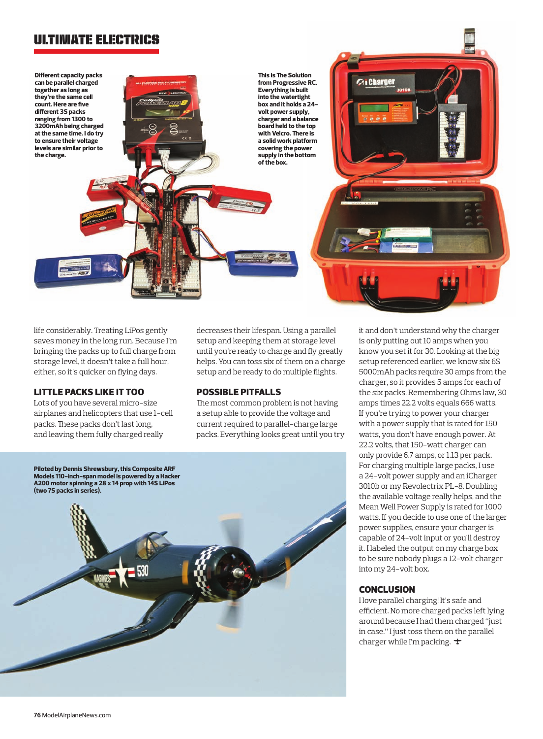Different capacity packs can be parallel charged together as long as they're the same cell count. Here are five different 3S packs ranging from 1300 to 3200mAh being charged at the same time. I do try to ensure their voltage levels are similar prior to the charge.

This is The Solution from Progressive RC. Everything is built into the watertight box and it holds a 24-volt power supply, charger and a balance board held to the top with Velcro. There is a solid work platform covering the power supply in the bottom of the box.

life considerably. Treating LiPos gently saves money in the long run. Because I'm bringing the packs up to full charge from storage level, it doesn't take a full hour, either, so it's quicker on flying days.

### LITTLE PACKS LIKE IT TOO

Lots of you have several micro-size airplanes and helicopters that use 1-cell packs. These packs don't last long, and leaving them fully charged really decreases their lifespan. Using a parallel setup and keeping them at storage level until you're ready to charge and fly greatly helps. You can toss six of them on a charge setup and be ready to do multiple flights.

### POSSIBLE PITFALLS

The most common problem is not having a setup able to provide the voltage and current required to parallel-charge large packs. Everything looks great until you try it and don't understand why the charger is only putting out 10 amps when you know you set it for 30. Looking at the big setup referenced earlier, we know six 6S 5000mAh packs require 30 amps from the charger, so it provides 5 amps for each of the six packs. Remembering Ohms law, 30 amps times 22.2 volts equals 666 watts. If you're trying to power your charger with a power supply that is rated for 150 watts, you don't have enough power. At 22.2 volts, that 150-watt charger can only provide 6.7 amps, or 1.13 per pack. For charging multiple large packs, I use a 24-volt power supply and an iCharger 3010b or my Revolectrix PL-8. Doubling the available voltage really helps, and the Mean Well Power Supply is rated for 1000 watts. If you decide to use one of the larger power supplies, ensure your charger is capable of 24-volt input or you'll destroy it. I labeled the output on my charge box to be sure nobody plugs a 12-volt charger into my 24-volt box.

Piloted by Dennis Shrewsbury, this Composite ARF Models 110-inch-span model is powered by a Hacker A200 motor spinning a 28 x 14 prop with 14S LiPos (two 7S packs in series).

### CONCLUSION

I love parallel charging! It's safe and efficient. No more charged packs left lying around because I had them charged "just in case." I just toss them on the parallel charger while I'm packing.